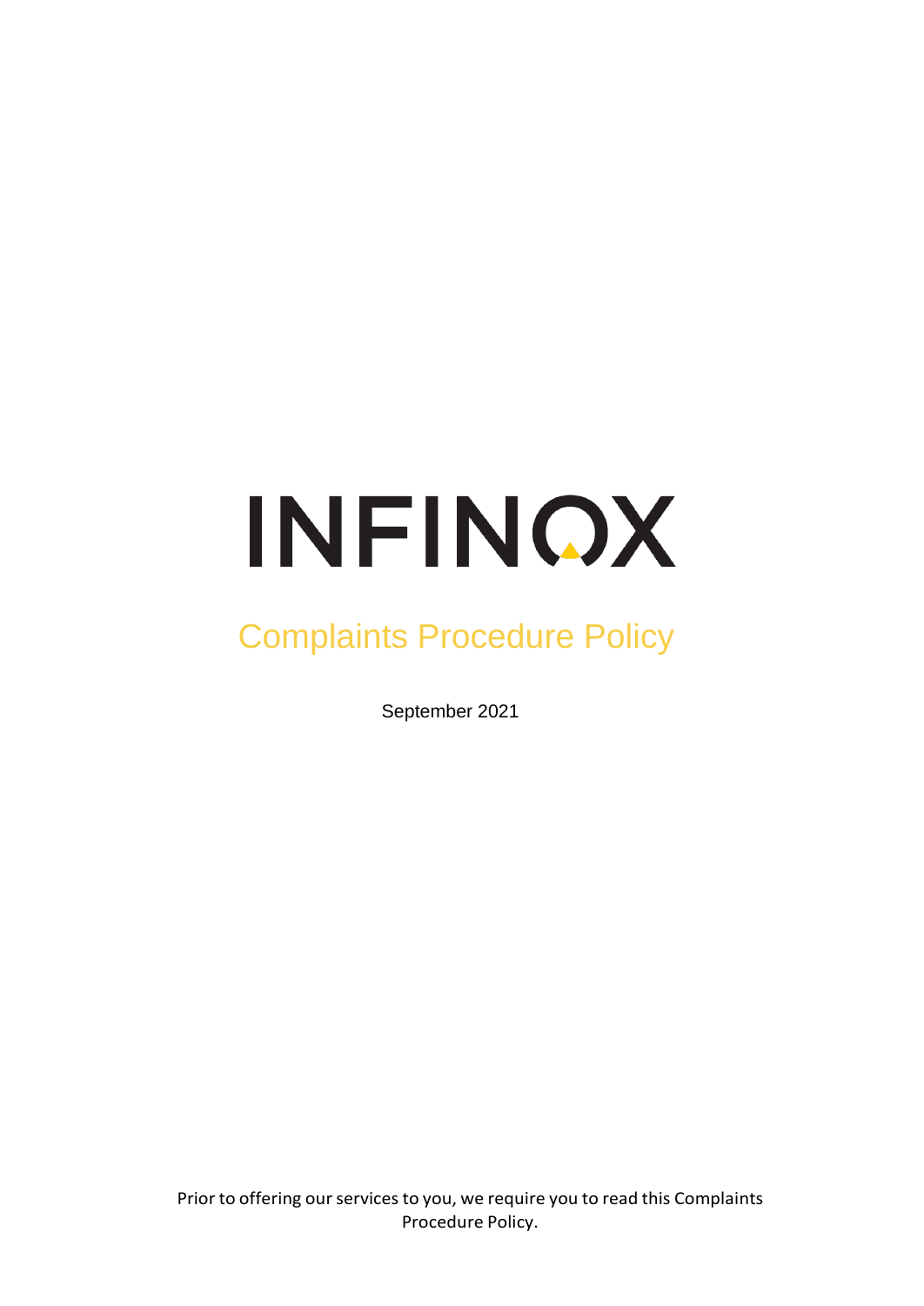# INFINOX

## Complaints Procedure Policy

September 2021

Prior to offering our services to you, we require you to read this Complaints Procedure Policy.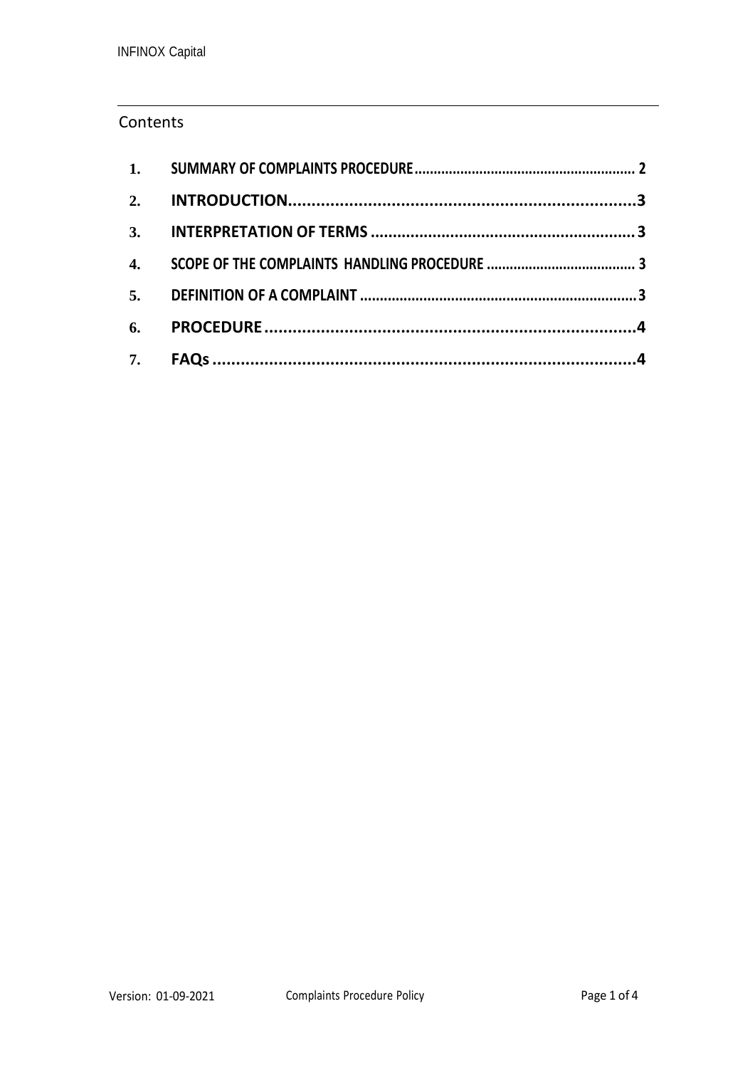## Contents

| | | |
|---|---|---|
| **1.** | **SUMMARY OF COMPLAINTS PROCEDURE** | **2** |
| **2.** | **INTRODUCTION** | **3** |
| **3.** | **INTERPRETATION OF TERMS** | **3** |
| **4.** | **SCOPE OF THE COMPLAINTS HANDLING PROCEDURE** | **3** |
| **5.** | **DEFINITION OF A COMPLAINT** | **3** |
| **6.** | **PROCEDURE** | **4** |
| **7.** | **FAQs** | **4** |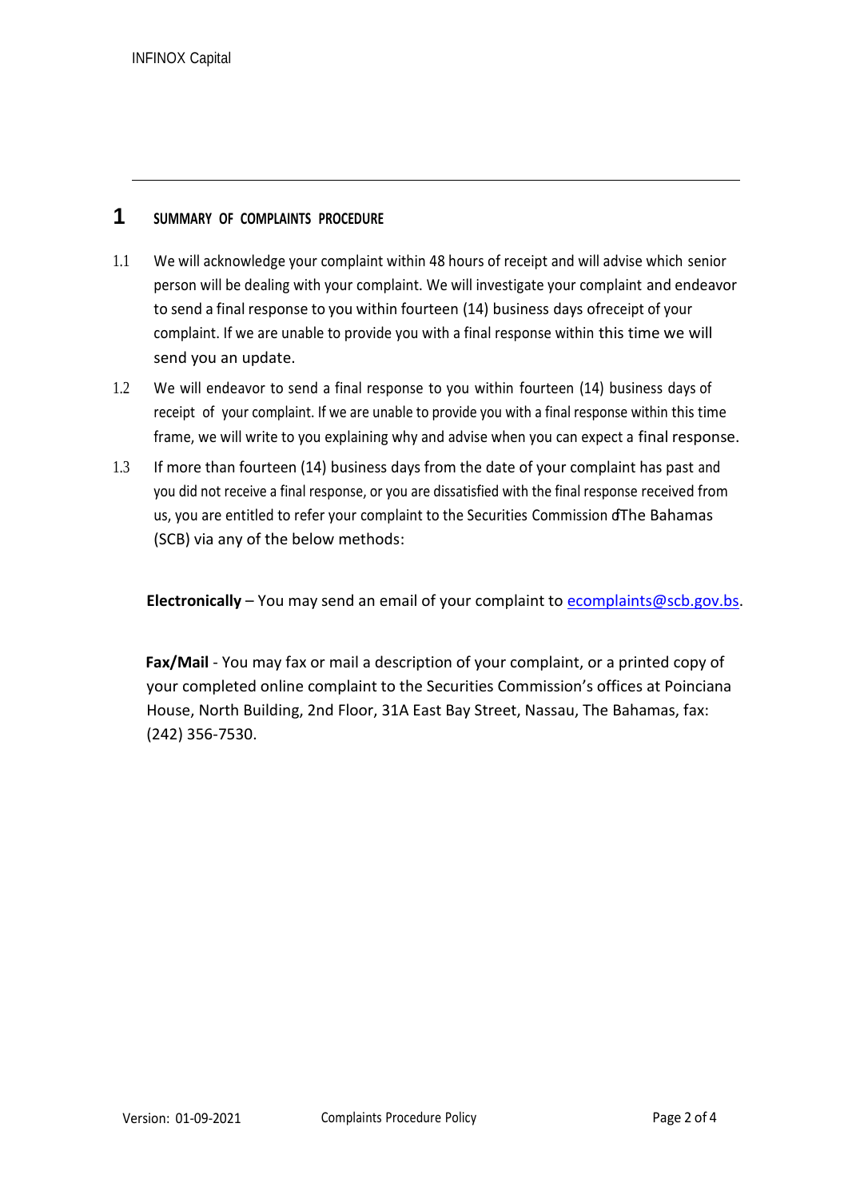# 1 SUMMARY OF COMPLAINTS PROCEDURE

1.1 We will acknowledge your complaint within 48 hours of receipt and will advise which senior person will be dealing with your complaint. We will investigate your complaint and endeavor to send a final response to you within fourteen (14) business days ofreceipt of your complaint. If we are unable to provide you with a final response within this time we will send you an update.

1.2 We will endeavor to send a final response to you within fourteen (14) business days of receipt of your complaint. If we are unable to provide you with a final response within this time frame, we will write to you explaining why and advise when you can expect a final response.

1.3 If more than fourteen (14) business days from the date of your complaint has past and you did not receive a final response, or you are dissatisfied with the final response received from us, you are entitled to refer your complaint to the Securities Commission ofThe Bahamas (SCB) via any of the below methods:

**Electronically** – You may send an email of your complaint to ecomplaints@scb.gov.bs.

**Fax/Mail** - You may fax or mail a description of your complaint, or a printed copy of your completed online complaint to the Securities Commission's offices at Poinciana House, North Building, 2nd Floor, 31A East Bay Street, Nassau, The Bahamas, fax: (242) 356-7530.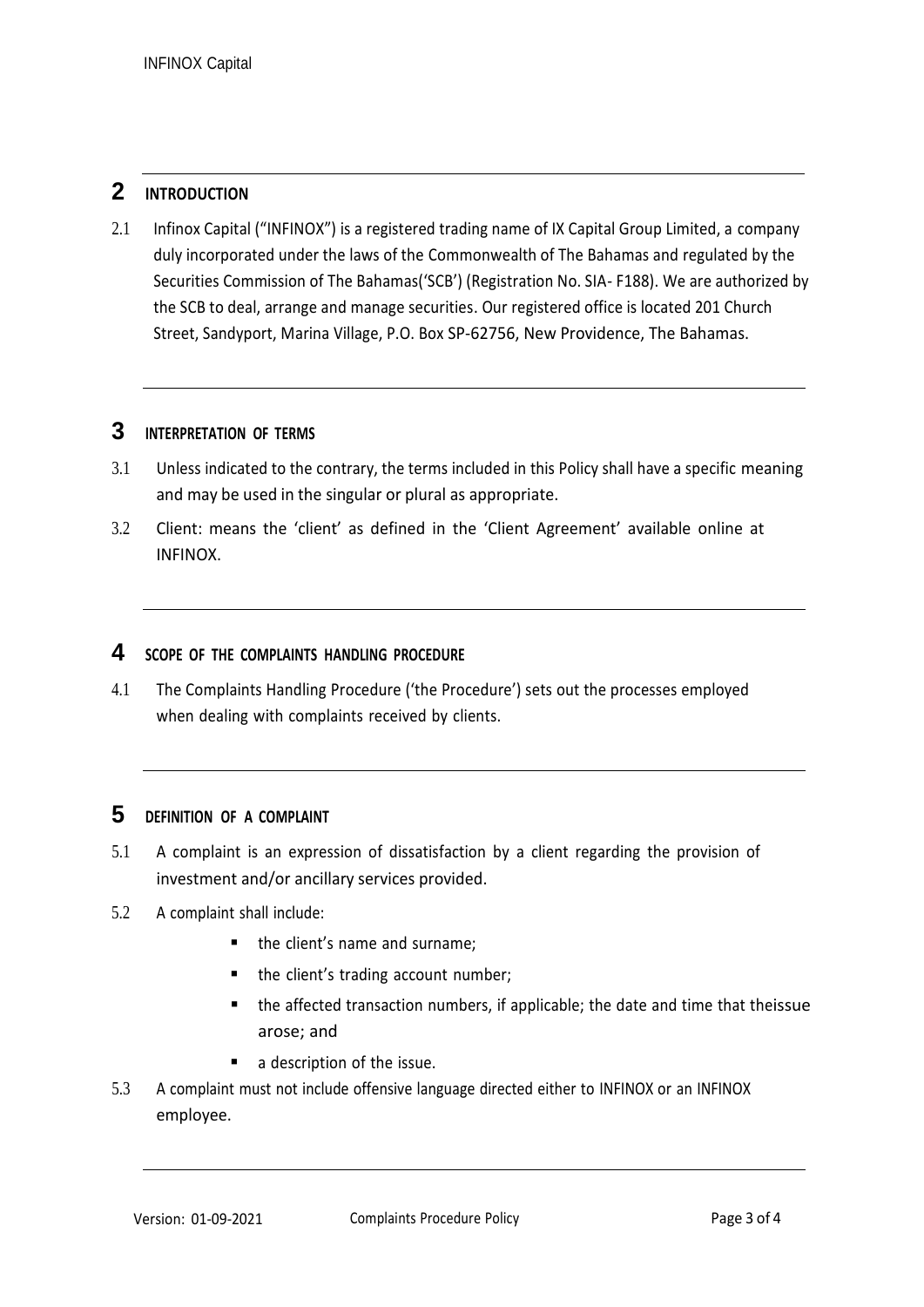## 2 INTRODUCTION

2.1 Infinox Capital ("INFINOX") is a registered trading name of IX Capital Group Limited, a company duly incorporated under the laws of the Commonwealth of The Bahamas and regulated by the Securities Commission of The Bahamas('SCB') (Registration No. SIA- F188). We are authorized by the SCB to deal, arrange and manage securities. Our registered office is located 201 Church Street, Sandyport, Marina Village, P.O. Box SP-62756, New Providence, The Bahamas.

## 3 INTERPRETATION OF TERMS

3.1 Unless indicated to the contrary, the terms included in this Policy shall have a specific meaning and may be used in the singular or plural as appropriate.

3.2 Client: means the 'client' as defined in the 'Client Agreement' available online at INFINOX.

## 4 SCOPE OF THE COMPLAINTS HANDLING PROCEDURE

4.1 The Complaints Handling Procedure ('the Procedure') sets out the processes employed when dealing with complaints received by clients.

## 5 DEFINITION OF A COMPLAINT

5.1 A complaint is an expression of dissatisfaction by a client regarding the provision of investment and/or ancillary services provided.

5.2 A complaint shall include:

- the client's name and surname;
- the client's trading account number;
- the affected transaction numbers, if applicable; the date and time that theissue arose; and
- a description of the issue.

5.3 A complaint must not include offensive language directed either to INFINOX or an INFINOX employee.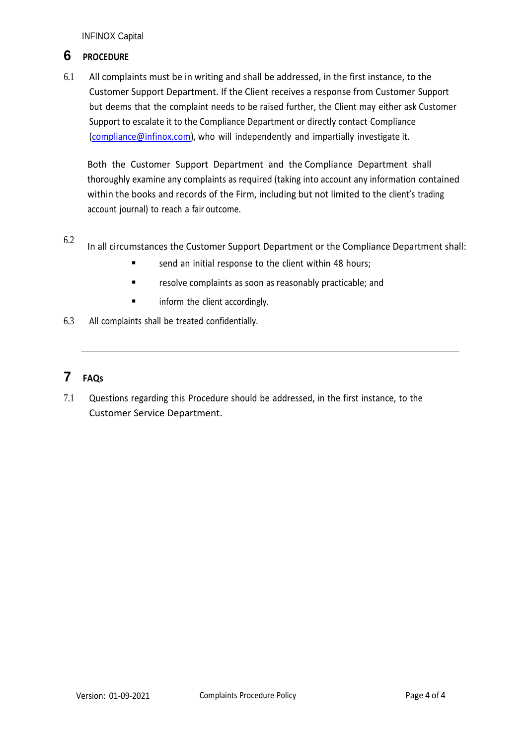## 6 PROCEDURE

6.1 All complaints must be in writing and shall be addressed, in the first instance, to the Customer Support Department. If the Client receives a response from Customer Support but deems that the complaint needs to be raised further, the Client may either ask Customer Support to escalate it to the Compliance Department or directly contact Compliance (compliance@infinox.com), who will independently and impartially investigate it.

Both the Customer Support Department and the Compliance Department shall thoroughly examine any complaints as required (taking into account any information contained within the books and records of the Firm, including but not limited to the client's trading account journal) to reach a fair outcome.

6.2 In all circumstances the Customer Support Department or the Compliance Department shall:

- send an initial response to the client within 48 hours;
- resolve complaints as soon as reasonably practicable; and
- inform the client accordingly.

6.3 All complaints shall be treated confidentially.

---

## 7 FAQs

7.1 Questions regarding this Procedure should be addressed, in the first instance, to the Customer Service Department.